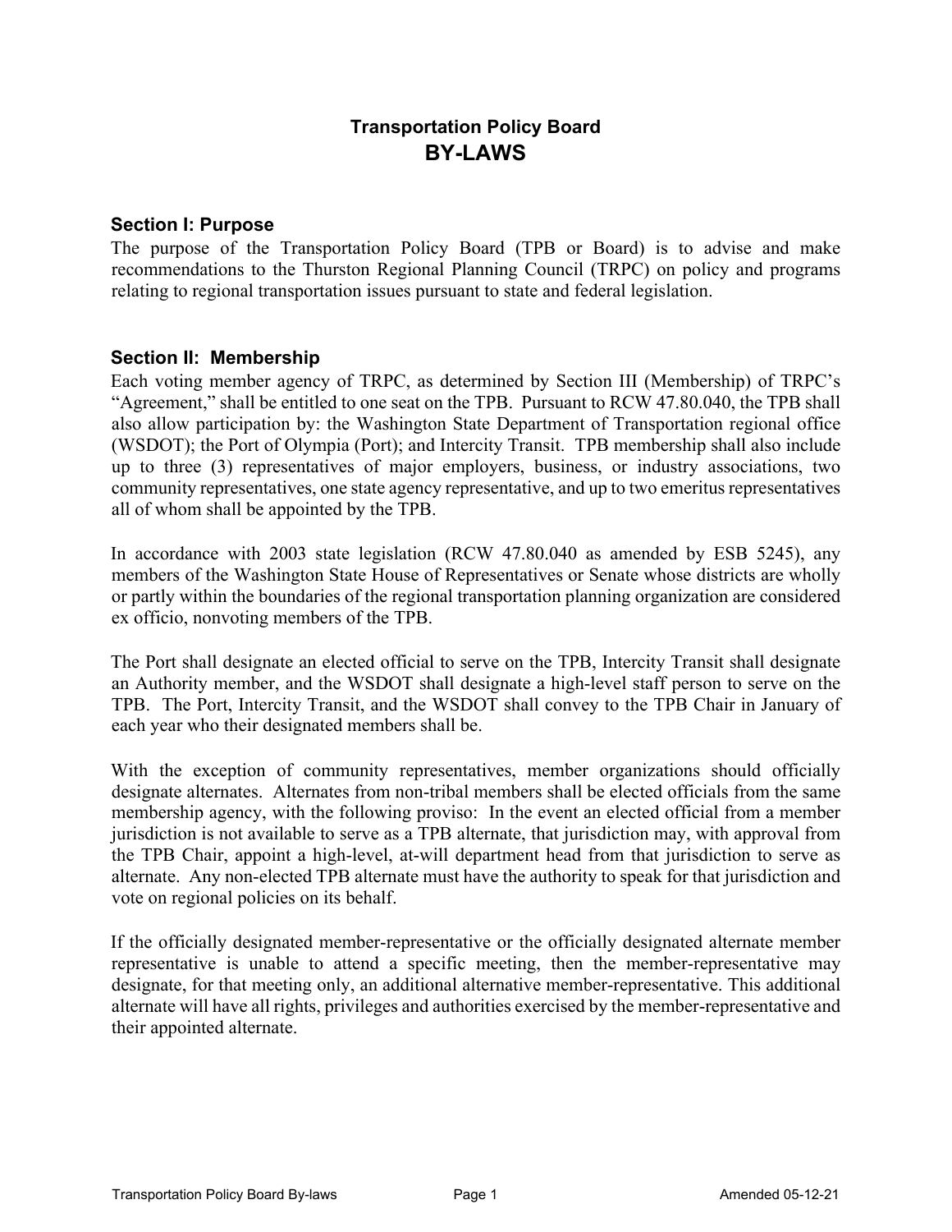# Transportation Policy Board
# BY-LAWS

## Section I: Purpose

The purpose of the Transportation Policy Board (TPB or Board) is to advise and make recommendations to the Thurston Regional Planning Council (TRPC) on policy and programs relating to regional transportation issues pursuant to state and federal legislation.

## Section II: Membership

Each voting member agency of TRPC, as determined by Section III (Membership) of TRPC's "Agreement," shall be entitled to one seat on the TPB. Pursuant to RCW 47.80.040, the TPB shall also allow participation by: the Washington State Department of Transportation regional office (WSDOT); the Port of Olympia (Port); and Intercity Transit. TPB membership shall also include up to three (3) representatives of major employers, business, or industry associations, two community representatives, one state agency representative, and up to two emeritus representatives all of whom shall be appointed by the TPB.

In accordance with 2003 state legislation (RCW 47.80.040 as amended by ESB 5245), any members of the Washington State House of Representatives or Senate whose districts are wholly or partly within the boundaries of the regional transportation planning organization are considered ex officio, nonvoting members of the TPB.

The Port shall designate an elected official to serve on the TPB, Intercity Transit shall designate an Authority member, and the WSDOT shall designate a high-level staff person to serve on the TPB. The Port, Intercity Transit, and the WSDOT shall convey to the TPB Chair in January of each year who their designated members shall be.

With the exception of community representatives, member organizations should officially designate alternates. Alternates from non-tribal members shall be elected officials from the same membership agency, with the following proviso: In the event an elected official from a member jurisdiction is not available to serve as a TPB alternate, that jurisdiction may, with approval from the TPB Chair, appoint a high-level, at-will department head from that jurisdiction to serve as alternate. Any non-elected TPB alternate must have the authority to speak for that jurisdiction and vote on regional policies on its behalf.

If the officially designated member-representative or the officially designated alternate member representative is unable to attend a specific meeting, then the member-representative may designate, for that meeting only, an additional alternative member-representative. This additional alternate will have all rights, privileges and authorities exercised by the member-representative and their appointed alternate.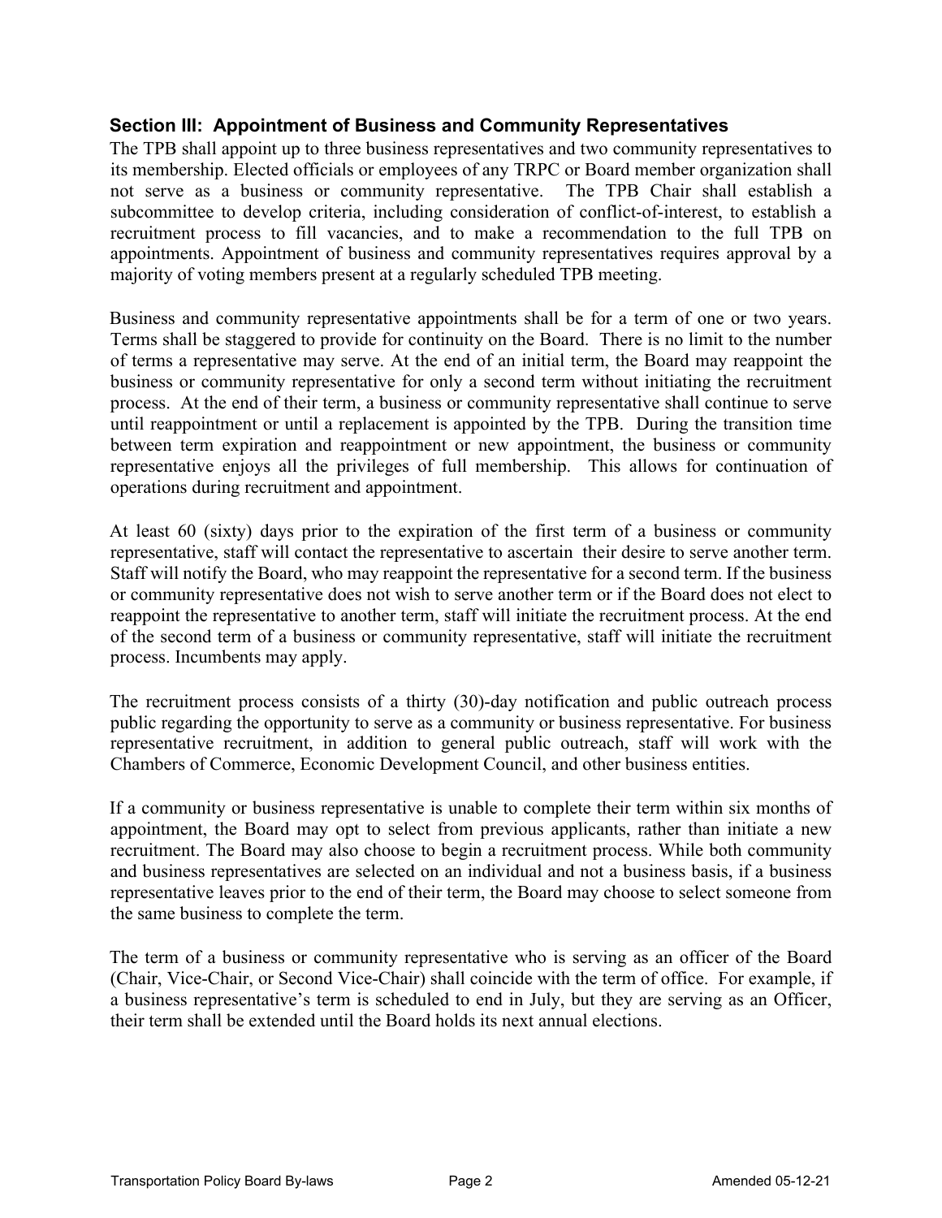## Section III: Appointment of Business and Community Representatives

The TPB shall appoint up to three business representatives and two community representatives to its membership. Elected officials or employees of any TRPC or Board member organization shall not serve as a business or community representative. The TPB Chair shall establish a subcommittee to develop criteria, including consideration of conflict-of-interest, to establish a recruitment process to fill vacancies, and to make a recommendation to the full TPB on appointments. Appointment of business and community representatives requires approval by a majority of voting members present at a regularly scheduled TPB meeting.

Business and community representative appointments shall be for a term of one or two years. Terms shall be staggered to provide for continuity on the Board. There is no limit to the number of terms a representative may serve. At the end of an initial term, the Board may reappoint the business or community representative for only a second term without initiating the recruitment process. At the end of their term, a business or community representative shall continue to serve until reappointment or until a replacement is appointed by the TPB. During the transition time between term expiration and reappointment or new appointment, the business or community representative enjoys all the privileges of full membership. This allows for continuation of operations during recruitment and appointment.

At least 60 (sixty) days prior to the expiration of the first term of a business or community representative, staff will contact the representative to ascertain their desire to serve another term. Staff will notify the Board, who may reappoint the representative for a second term. If the business or community representative does not wish to serve another term or if the Board does not elect to reappoint the representative to another term, staff will initiate the recruitment process. At the end of the second term of a business or community representative, staff will initiate the recruitment process. Incumbents may apply.

The recruitment process consists of a thirty (30)-day notification and public outreach process public regarding the opportunity to serve as a community or business representative. For business representative recruitment, in addition to general public outreach, staff will work with the Chambers of Commerce, Economic Development Council, and other business entities.

If a community or business representative is unable to complete their term within six months of appointment, the Board may opt to select from previous applicants, rather than initiate a new recruitment. The Board may also choose to begin a recruitment process. While both community and business representatives are selected on an individual and not a business basis, if a business representative leaves prior to the end of their term, the Board may choose to select someone from the same business to complete the term.

The term of a business or community representative who is serving as an officer of the Board (Chair, Vice-Chair, or Second Vice-Chair) shall coincide with the term of office. For example, if a business representative's term is scheduled to end in July, but they are serving as an Officer, their term shall be extended until the Board holds its next annual elections.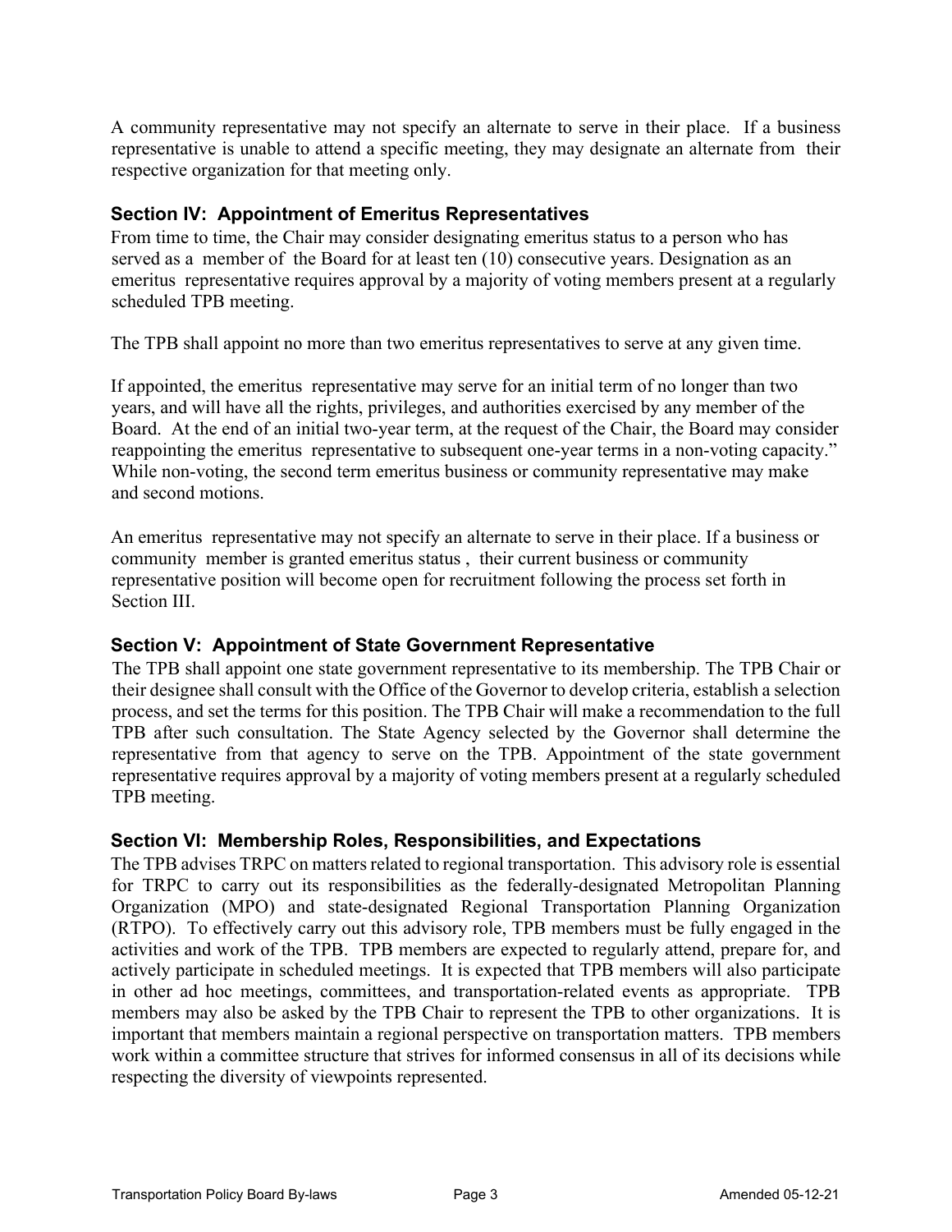A community representative may not specify an alternate to serve in their place. If a business representative is unable to attend a specific meeting, they may designate an alternate from their respective organization for that meeting only.

## Section IV: Appointment of Emeritus Representatives

From time to time, the Chair may consider designating emeritus status to a person who has served as a member of the Board for at least ten (10) consecutive years. Designation as an emeritus representative requires approval by a majority of voting members present at a regularly scheduled TPB meeting.

The TPB shall appoint no more than two emeritus representatives to serve at any given time.

If appointed, the emeritus representative may serve for an initial term of no longer than two years, and will have all the rights, privileges, and authorities exercised by any member of the Board. At the end of an initial two-year term, at the request of the Chair, the Board may consider reappointing the emeritus representative to subsequent one-year terms in a non-voting capacity." While non-voting, the second term emeritus business or community representative may make and second motions.

An emeritus representative may not specify an alternate to serve in their place. If a business or community member is granted emeritus status , their current business or community representative position will become open for recruitment following the process set forth in Section III.

## Section V: Appointment of State Government Representative

The TPB shall appoint one state government representative to its membership. The TPB Chair or their designee shall consult with the Office of the Governor to develop criteria, establish a selection process, and set the terms for this position. The TPB Chair will make a recommendation to the full TPB after such consultation. The State Agency selected by the Governor shall determine the representative from that agency to serve on the TPB. Appointment of the state government representative requires approval by a majority of voting members present at a regularly scheduled TPB meeting.

## Section VI: Membership Roles, Responsibilities, and Expectations

The TPB advises TRPC on matters related to regional transportation. This advisory role is essential for TRPC to carry out its responsibilities as the federally-designated Metropolitan Planning Organization (MPO) and state-designated Regional Transportation Planning Organization (RTPO). To effectively carry out this advisory role, TPB members must be fully engaged in the activities and work of the TPB. TPB members are expected to regularly attend, prepare for, and actively participate in scheduled meetings. It is expected that TPB members will also participate in other ad hoc meetings, committees, and transportation-related events as appropriate. TPB members may also be asked by the TPB Chair to represent the TPB to other organizations. It is important that members maintain a regional perspective on transportation matters. TPB members work within a committee structure that strives for informed consensus in all of its decisions while respecting the diversity of viewpoints represented.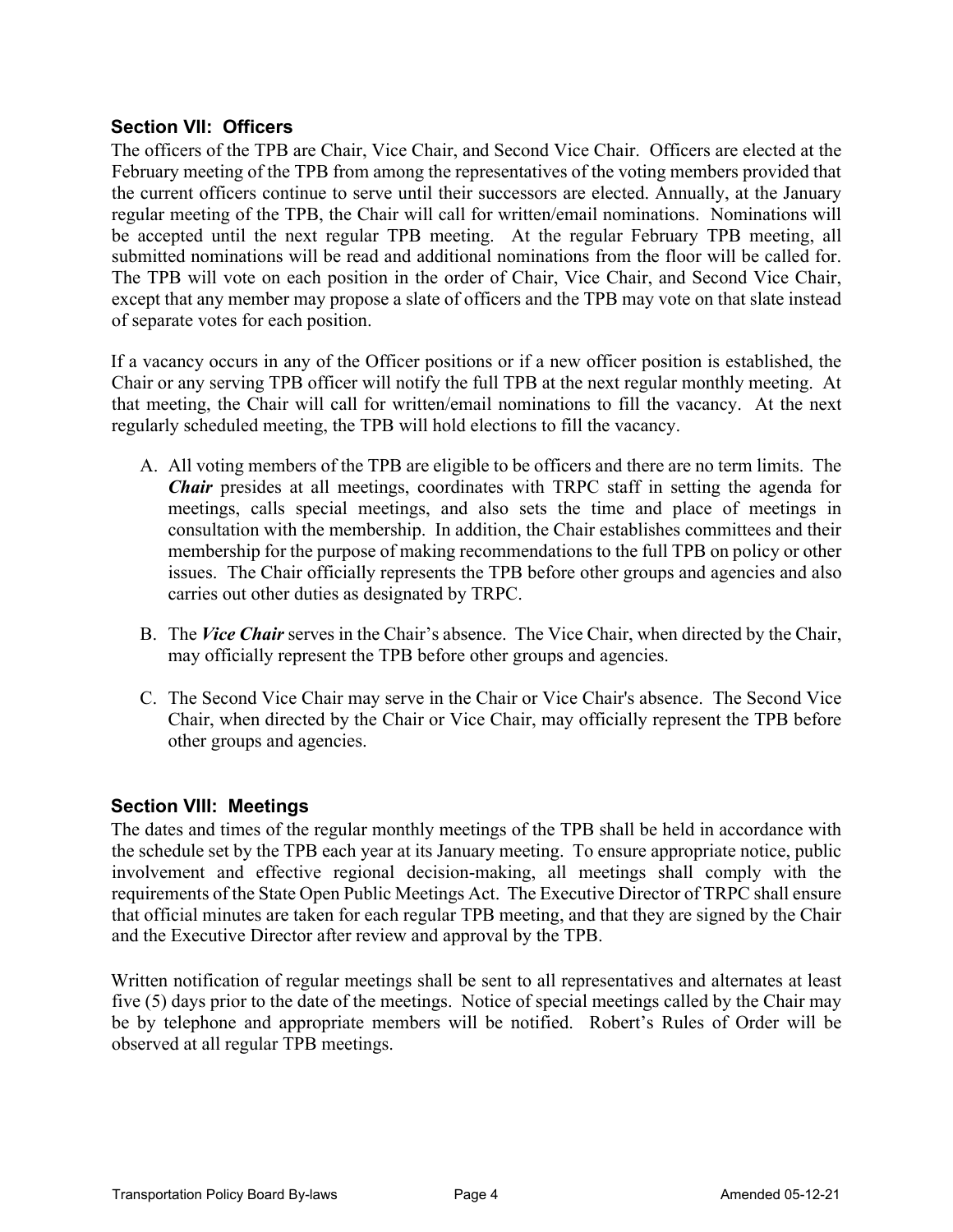## Section VII: Officers

The officers of the TPB are Chair, Vice Chair, and Second Vice Chair. Officers are elected at the February meeting of the TPB from among the representatives of the voting members provided that the current officers continue to serve until their successors are elected. Annually, at the January regular meeting of the TPB, the Chair will call for written/email nominations. Nominations will be accepted until the next regular TPB meeting. At the regular February TPB meeting, all submitted nominations will be read and additional nominations from the floor will be called for. The TPB will vote on each position in the order of Chair, Vice Chair, and Second Vice Chair, except that any member may propose a slate of officers and the TPB may vote on that slate instead of separate votes for each position.

If a vacancy occurs in any of the Officer positions or if a new officer position is established, the Chair or any serving TPB officer will notify the full TPB at the next regular monthly meeting. At that meeting, the Chair will call for written/email nominations to fill the vacancy. At the next regularly scheduled meeting, the TPB will hold elections to fill the vacancy.

A. All voting members of the TPB are eligible to be officers and there are no term limits. The ***Chair*** presides at all meetings, coordinates with TRPC staff in setting the agenda for meetings, calls special meetings, and also sets the time and place of meetings in consultation with the membership. In addition, the Chair establishes committees and their membership for the purpose of making recommendations to the full TPB on policy or other issues. The Chair officially represents the TPB before other groups and agencies and also carries out other duties as designated by TRPC.

B. The ***Vice Chair*** serves in the Chair's absence. The Vice Chair, when directed by the Chair, may officially represent the TPB before other groups and agencies.

C. The Second Vice Chair may serve in the Chair or Vice Chair's absence. The Second Vice Chair, when directed by the Chair or Vice Chair, may officially represent the TPB before other groups and agencies.

## Section VIII: Meetings

The dates and times of the regular monthly meetings of the TPB shall be held in accordance with the schedule set by the TPB each year at its January meeting. To ensure appropriate notice, public involvement and effective regional decision-making, all meetings shall comply with the requirements of the State Open Public Meetings Act. The Executive Director of TRPC shall ensure that official minutes are taken for each regular TPB meeting, and that they are signed by the Chair and the Executive Director after review and approval by the TPB.

Written notification of regular meetings shall be sent to all representatives and alternates at least five (5) days prior to the date of the meetings. Notice of special meetings called by the Chair may be by telephone and appropriate members will be notified. Robert's Rules of Order will be observed at all regular TPB meetings.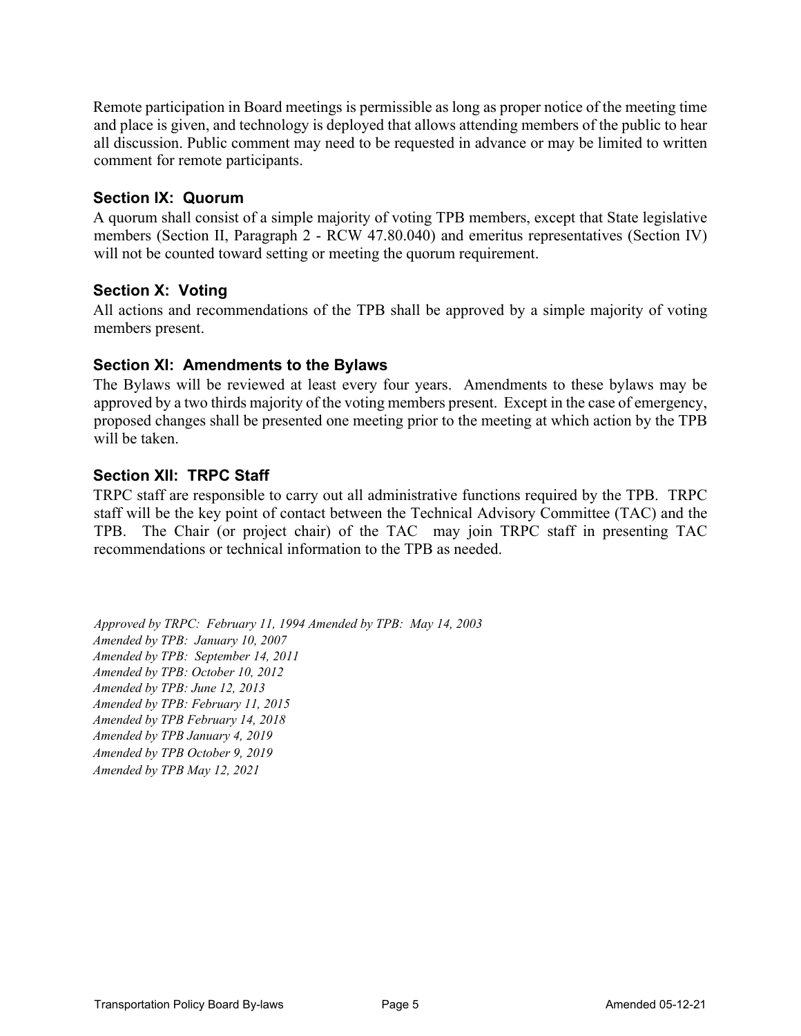Remote participation in Board meetings is permissible as long as proper notice of the meeting time and place is given, and technology is deployed that allows attending members of the public to hear all discussion. Public comment may need to be requested in advance or may be limited to written comment for remote participants.

### Section IX: Quorum

A quorum shall consist of a simple majority of voting TPB members, except that State legislative members (Section II, Paragraph 2 - RCW 47.80.040) and emeritus representatives (Section IV) will not be counted toward setting or meeting the quorum requirement.

### Section X: Voting

All actions and recommendations of the TPB shall be approved by a simple majority of voting members present.

### Section XI: Amendments to the Bylaws

The Bylaws will be reviewed at least every four years. Amendments to these bylaws may be approved by a two thirds majority of the voting members present. Except in the case of emergency, proposed changes shall be presented one meeting prior to the meeting at which action by the TPB will be taken.

### Section XII: TRPC Staff

TRPC staff are responsible to carry out all administrative functions required by the TPB. TRPC staff will be the key point of contact between the Technical Advisory Committee (TAC) and the TPB. The Chair (or project chair) of the TAC may join TRPC staff in presenting TAC recommendations or technical information to the TPB as needed.

*Approved by TRPC: February 11, 1994 Amended by TPB: May 14, 2003*
*Amended by TPB: January 10, 2007*
*Amended by TPB: September 14, 2011*
*Amended by TPB: October 10, 2012*
*Amended by TPB: June 12, 2013*
*Amended by TPB: February 11, 2015*
*Amended by TPB February 14, 2018*
*Amended by TPB January 4, 2019*
*Amended by TPB October 9, 2019*
*Amended by TPB May 12, 2021*